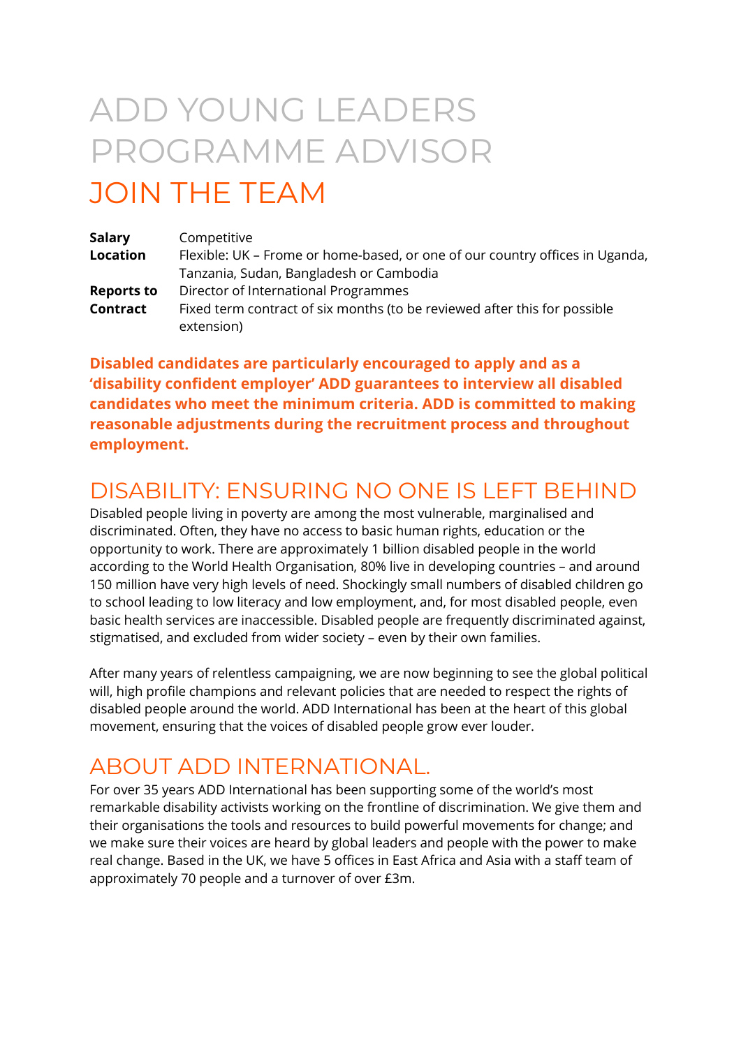# ADD YOUNG LEADERS PROGRAMME ADVISOR

## JOIN THE TEAM

| | |
|---|---|
| **Salary** | Competitive |
| **Location** | Flexible: UK – Frome or home-based, or one of our country offices in Uganda, Tanzania, Sudan, Bangladesh or Cambodia |
| **Reports to** | Director of International Programmes |
| **Contract** | Fixed term contract of six months (to be reviewed after this for possible extension) |

**Disabled candidates are particularly encouraged to apply and as a 'disability confident employer' ADD guarantees to interview all disabled candidates who meet the minimum criteria. ADD is committed to making reasonable adjustments during the recruitment process and throughout employment.**

## DISABILITY: ENSURING NO ONE IS LEFT BEHIND

Disabled people living in poverty are among the most vulnerable, marginalised and discriminated. Often, they have no access to basic human rights, education or the opportunity to work. There are approximately 1 billion disabled people in the world according to the World Health Organisation, 80% live in developing countries – and around 150 million have very high levels of need. Shockingly small numbers of disabled children go to school leading to low literacy and low employment, and, for most disabled people, even basic health services are inaccessible. Disabled people are frequently discriminated against, stigmatised, and excluded from wider society – even by their own families.

After many years of relentless campaigning, we are now beginning to see the global political will, high profile champions and relevant policies that are needed to respect the rights of disabled people around the world. ADD International has been at the heart of this global movement, ensuring that the voices of disabled people grow ever louder.

## ABOUT ADD INTERNATIONAL.

For over 35 years ADD International has been supporting some of the world's most remarkable disability activists working on the frontline of discrimination. We give them and their organisations the tools and resources to build powerful movements for change; and we make sure their voices are heard by global leaders and people with the power to make real change. Based in the UK, we have 5 offices in East Africa and Asia with a staff team of approximately 70 people and a turnover of over £3m.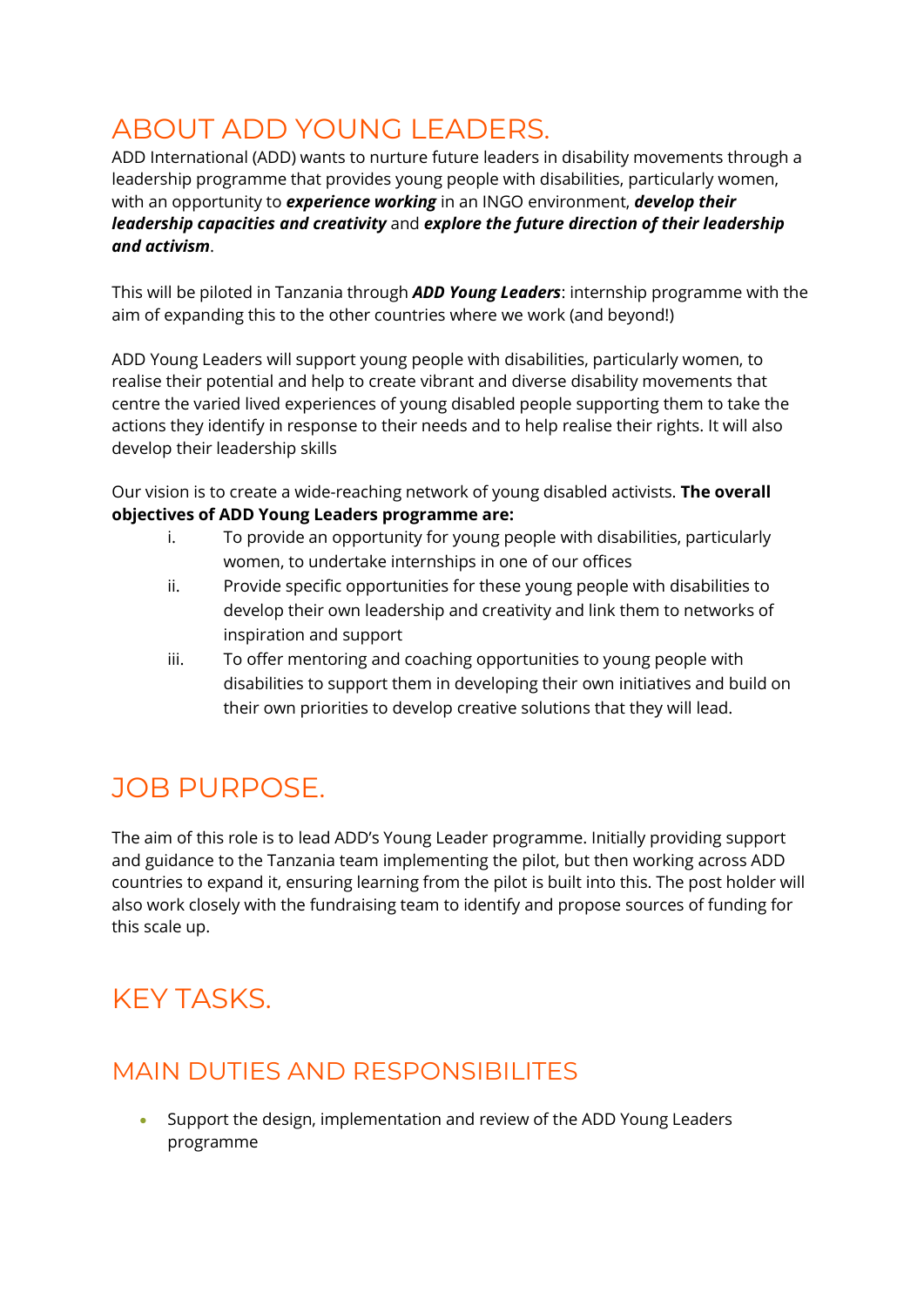# ABOUT ADD YOUNG LEADERS.

ADD International (ADD) wants to nurture future leaders in disability movements through a leadership programme that provides young people with disabilities, particularly women, with an opportunity to ***experience working*** in an INGO environment, ***develop their leadership capacities and creativity*** and ***explore the future direction of their leadership and activism***.

This will be piloted in Tanzania through ***ADD Young Leaders***: internship programme with the aim of expanding this to the other countries where we work (and beyond!)

ADD Young Leaders will support young people with disabilities, particularly women, to realise their potential and help to create vibrant and diverse disability movements that centre the varied lived experiences of young disabled people supporting them to take the actions they identify in response to their needs and to help realise their rights. It will also develop their leadership skills

Our vision is to create a wide-reaching network of young disabled activists. **The overall objectives of ADD Young Leaders programme are:**

i. To provide an opportunity for young people with disabilities, particularly women, to undertake internships in one of our offices
ii. Provide specific opportunities for these young people with disabilities to develop their own leadership and creativity and link them to networks of inspiration and support
iii. To offer mentoring and coaching opportunities to young people with disabilities to support them in developing their own initiatives and build on their own priorities to develop creative solutions that they will lead.

# JOB PURPOSE.

The aim of this role is to lead ADD's Young Leader programme. Initially providing support and guidance to the Tanzania team implementing the pilot, but then working across ADD countries to expand it, ensuring learning from the pilot is built into this. The post holder will also work closely with the fundraising team to identify and propose sources of funding for this scale up.

# KEY TASKS.

## MAIN DUTIES AND RESPONSIBILITES

- Support the design, implementation and review of the ADD Young Leaders programme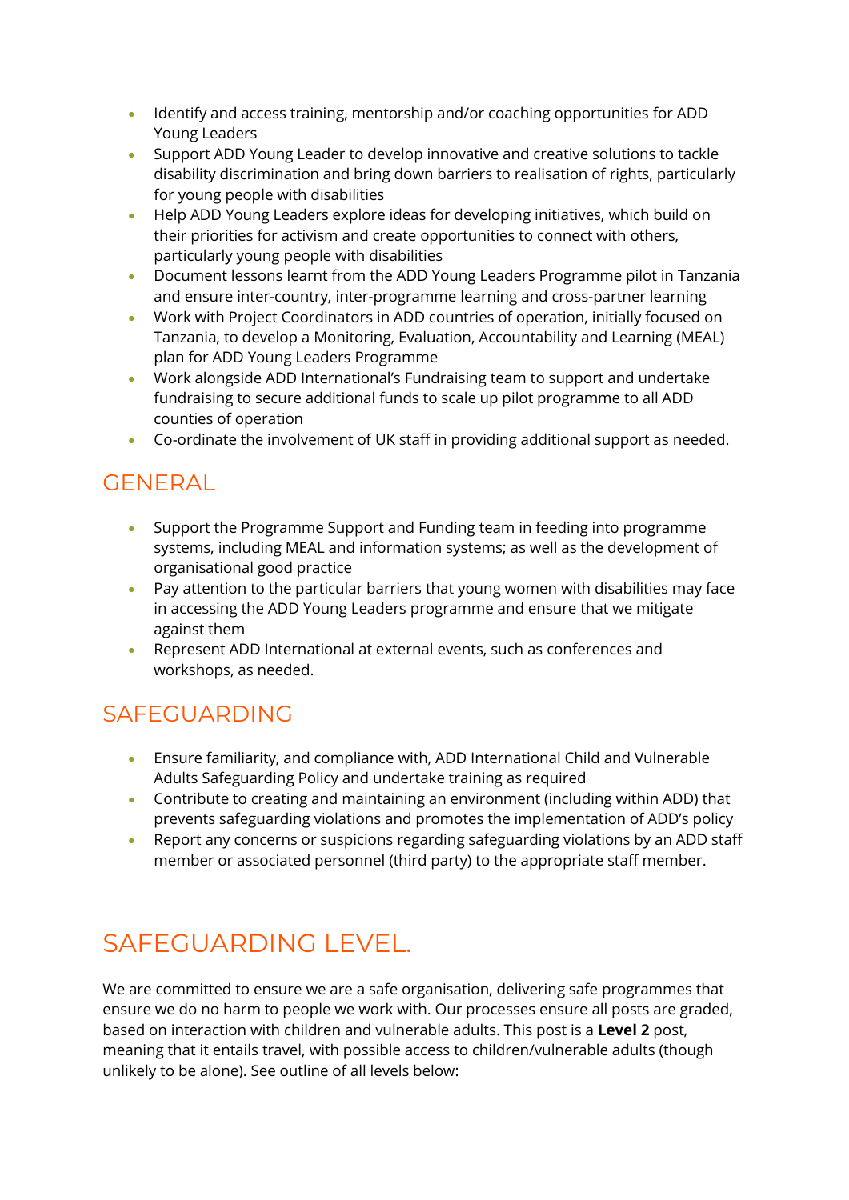- Identify and access training, mentorship and/or coaching opportunities for ADD Young Leaders
- Support ADD Young Leader to develop innovative and creative solutions to tackle disability discrimination and bring down barriers to realisation of rights, particularly for young people with disabilities
- Help ADD Young Leaders explore ideas for developing initiatives, which build on their priorities for activism and create opportunities to connect with others, particularly young people with disabilities
- Document lessons learnt from the ADD Young Leaders Programme pilot in Tanzania and ensure inter-country, inter-programme learning and cross-partner learning
- Work with Project Coordinators in ADD countries of operation, initially focused on Tanzania, to develop a Monitoring, Evaluation, Accountability and Learning (MEAL) plan for ADD Young Leaders Programme
- Work alongside ADD International's Fundraising team to support and undertake fundraising to secure additional funds to scale up pilot programme to all ADD counties of operation
- Co-ordinate the involvement of UK staff in providing additional support as needed.

## GENERAL

- Support the Programme Support and Funding team in feeding into programme systems, including MEAL and information systems; as well as the development of organisational good practice
- Pay attention to the particular barriers that young women with disabilities may face in accessing the ADD Young Leaders programme and ensure that we mitigate against them
- Represent ADD International at external events, such as conferences and workshops, as needed.

## SAFEGUARDING

- Ensure familiarity, and compliance with, ADD International Child and Vulnerable Adults Safeguarding Policy and undertake training as required
- Contribute to creating and maintaining an environment (including within ADD) that prevents safeguarding violations and promotes the implementation of ADD's policy
- Report any concerns or suspicions regarding safeguarding violations by an ADD staff member or associated personnel (third party) to the appropriate staff member.

## SAFEGUARDING LEVEL.

We are committed to ensure we are a safe organisation, delivering safe programmes that ensure we do no harm to people we work with. Our processes ensure all posts are graded, based on interaction with children and vulnerable adults. This post is a **Level 2** post, meaning that it entails travel, with possible access to children/vulnerable adults (though unlikely to be alone). See outline of all levels below: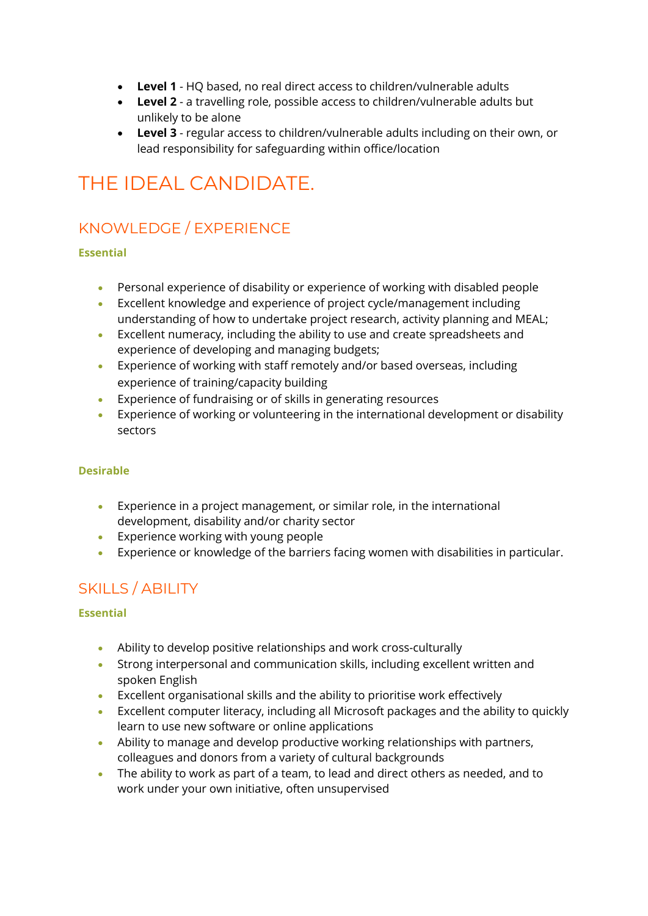- **Level 1** - HQ based, no real direct access to children/vulnerable adults
- **Level 2** - a travelling role, possible access to children/vulnerable adults but unlikely to be alone
- **Level 3** - regular access to children/vulnerable adults including on their own, or lead responsibility for safeguarding within office/location

# THE IDEAL CANDIDATE.

## KNOWLEDGE / EXPERIENCE

**Essential**

- Personal experience of disability or experience of working with disabled people
- Excellent knowledge and experience of project cycle/management including understanding of how to undertake project research, activity planning and MEAL;
- Excellent numeracy, including the ability to use and create spreadsheets and experience of developing and managing budgets;
- Experience of working with staff remotely and/or based overseas, including experience of training/capacity building
- Experience of fundraising or of skills in generating resources
- Experience of working or volunteering in the international development or disability sectors

**Desirable**

- Experience in a project management, or similar role, in the international development, disability and/or charity sector
- Experience working with young people
- Experience or knowledge of the barriers facing women with disabilities in particular.

## SKILLS / ABILITY

**Essential**

- Ability to develop positive relationships and work cross-culturally
- Strong interpersonal and communication skills, including excellent written and spoken English
- Excellent organisational skills and the ability to prioritise work effectively
- Excellent computer literacy, including all Microsoft packages and the ability to quickly learn to use new software or online applications
- Ability to manage and develop productive working relationships with partners, colleagues and donors from a variety of cultural backgrounds
- The ability to work as part of a team, to lead and direct others as needed, and to work under your own initiative, often unsupervised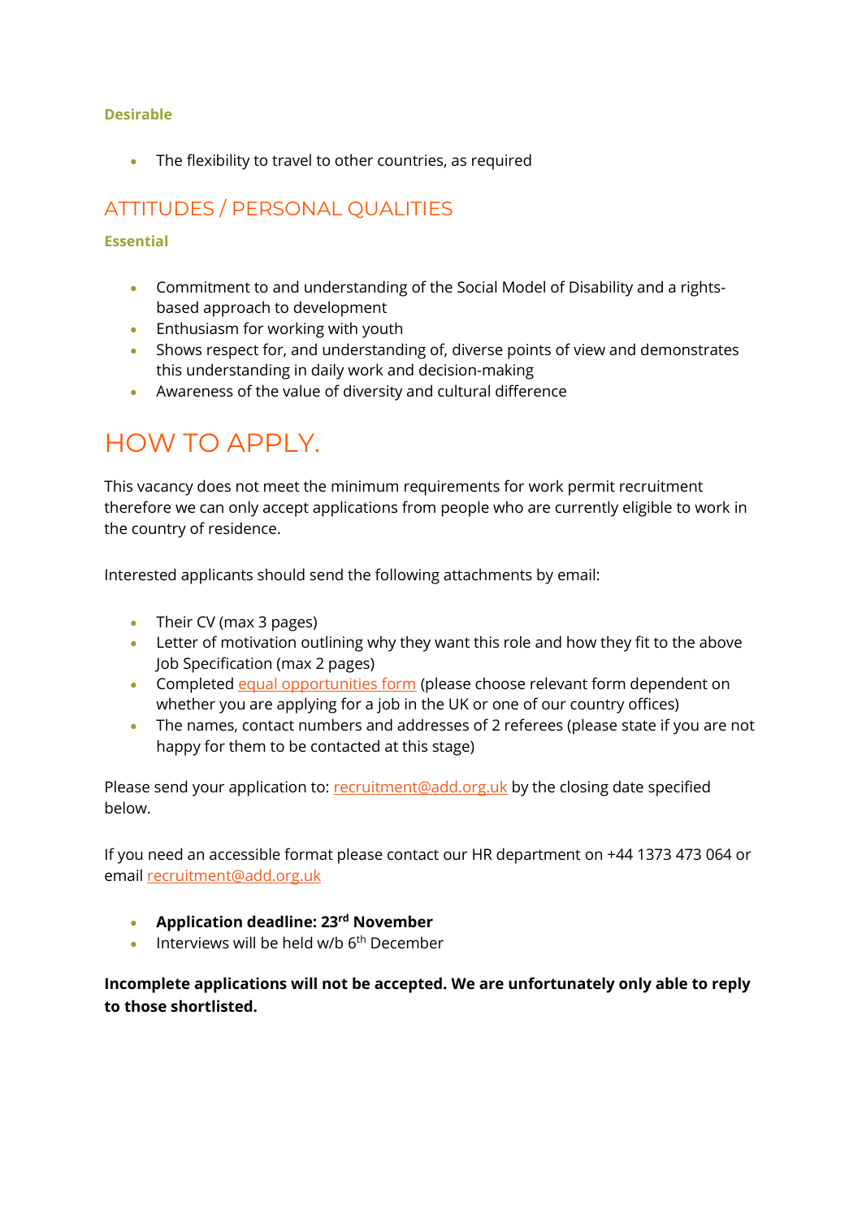### Desirable

- The flexibility to travel to other countries, as required

## ATTITUDES / PERSONAL QUALITIES

### Essential

- Commitment to and understanding of the Social Model of Disability and a rights-based approach to development
- Enthusiasm for working with youth
- Shows respect for, and understanding of, diverse points of view and demonstrates this understanding in daily work and decision-making
- Awareness of the value of diversity and cultural difference

# HOW TO APPLY.

This vacancy does not meet the minimum requirements for work permit recruitment therefore we can only accept applications from people who are currently eligible to work in the country of residence.

Interested applicants should send the following attachments by email:

- Their CV (max 3 pages)
- Letter of motivation outlining why they want this role and how they fit to the above Job Specification (max 2 pages)
- Completed equal opportunities form (please choose relevant form dependent on whether you are applying for a job in the UK or one of our country offices)
- The names, contact numbers and addresses of 2 referees (please state if you are not happy for them to be contacted at this stage)

Please send your application to: recruitment@add.org.uk by the closing date specified below.

If you need an accessible format please contact our HR department on +44 1373 473 064 or email recruitment@add.org.uk

- **Application deadline: 23rd November**
- Interviews will be held w/b 6th December

**Incomplete applications will not be accepted. We are unfortunately only able to reply to those shortlisted.**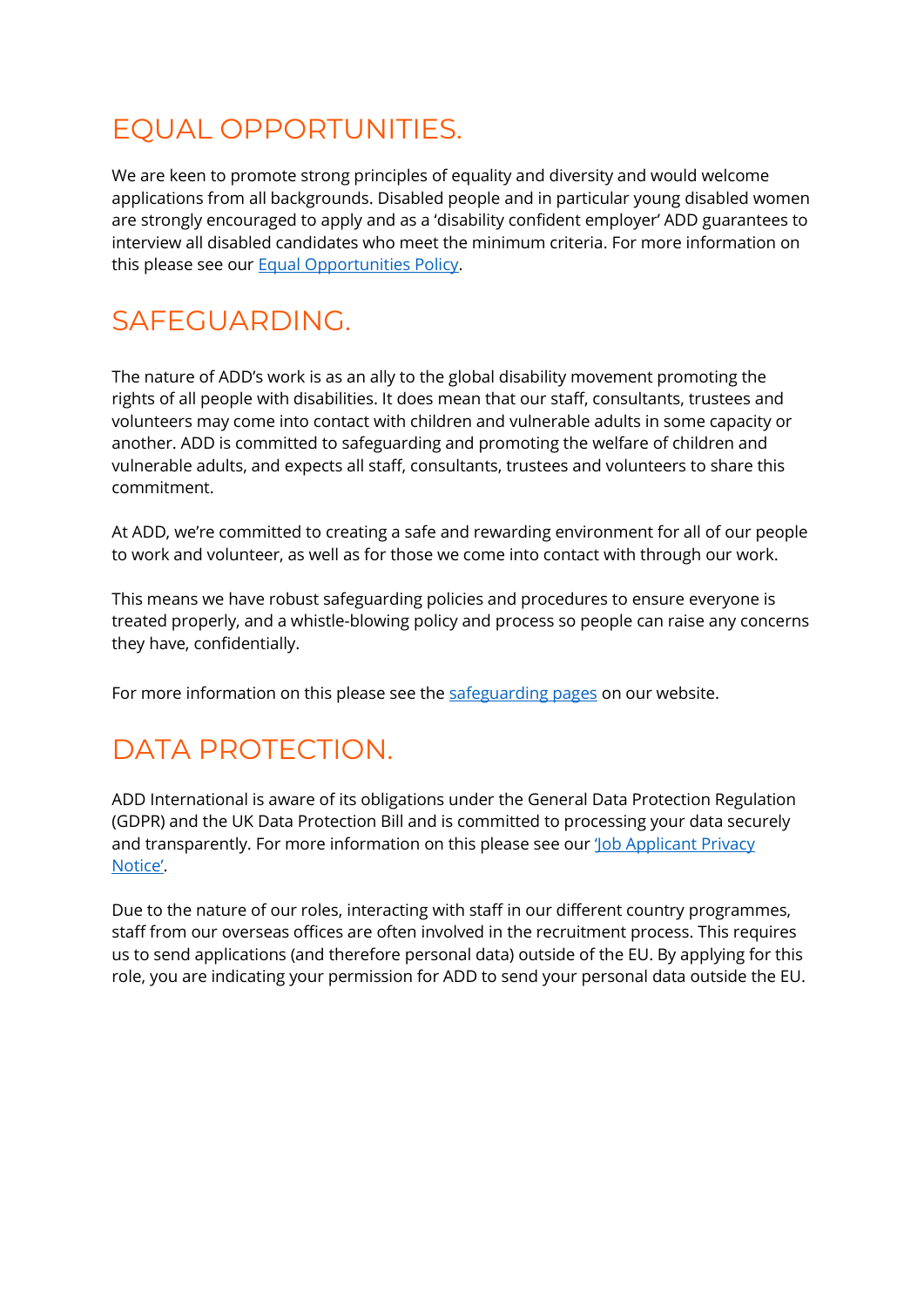# EQUAL OPPORTUNITIES.

We are keen to promote strong principles of equality and diversity and would welcome applications from all backgrounds. Disabled people and in particular young disabled women are strongly encouraged to apply and as a 'disability confident employer' ADD guarantees to interview all disabled candidates who meet the minimum criteria. For more information on this please see our [Equal Opportunities Policy](#).

# SAFEGUARDING.

The nature of ADD's work is as an ally to the global disability movement promoting the rights of all people with disabilities. It does mean that our staff, consultants, trustees and volunteers may come into contact with children and vulnerable adults in some capacity or another. ADD is committed to safeguarding and promoting the welfare of children and vulnerable adults, and expects all staff, consultants, trustees and volunteers to share this commitment.

At ADD, we're committed to creating a safe and rewarding environment for all of our people to work and volunteer, as well as for those we come into contact with through our work.

This means we have robust safeguarding policies and procedures to ensure everyone is treated properly, and a whistle-blowing policy and process so people can raise any concerns they have, confidentially.

For more information on this please see the [safeguarding pages](#) on our website.

# DATA PROTECTION.

ADD International is aware of its obligations under the General Data Protection Regulation (GDPR) and the UK Data Protection Bill and is committed to processing your data securely and transparently. For more information on this please see our ['Job Applicant Privacy Notice'](#).

Due to the nature of our roles, interacting with staff in our different country programmes, staff from our overseas offices are often involved in the recruitment process. This requires us to send applications (and therefore personal data) outside of the EU. By applying for this role, you are indicating your permission for ADD to send your personal data outside the EU.